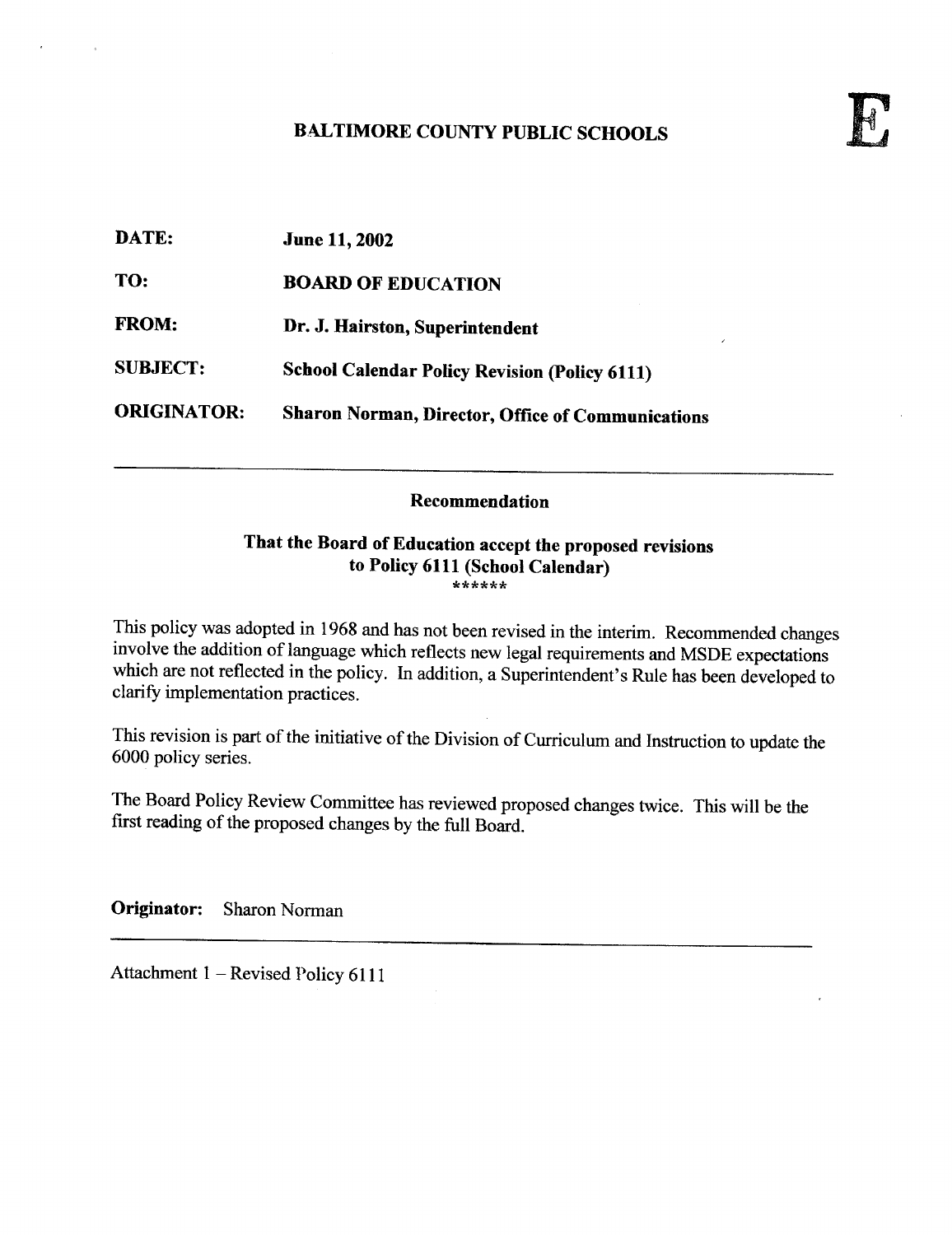E

# BALTIMORE COUNTY PUBLIC SCHOOLS

**DATE:** June 11, 2002

**TO:** BOARD OF EDUCATION

**FROM:** Dr. J. Hairston, Superintendent

**SUBJECT:** School Calendar Policy Revision (Policy 6111)

**ORIGINATOR:** Sharon Norman, Director, Office of Communications

---

## Recommendation

**That the Board of Education accept the proposed revisions to Policy 6111 (School Calendar)**

******

This policy was adopted in 1968 and has not been revised in the interim. Recommended changes involve the addition of language which reflects new legal requirements and MSDE expectations which are not reflected in the policy. In addition, a Superintendent's Rule has been developed to clarify implementation practices.

This revision is part of the initiative of the Division of Curriculum and Instruction to update the 6000 policy series.

The Board Policy Review Committee has reviewed proposed changes twice. This will be the first reading of the proposed changes by the full Board.

**Originator:** Sharon Norman

---

Attachment 1 – Revised Policy 6111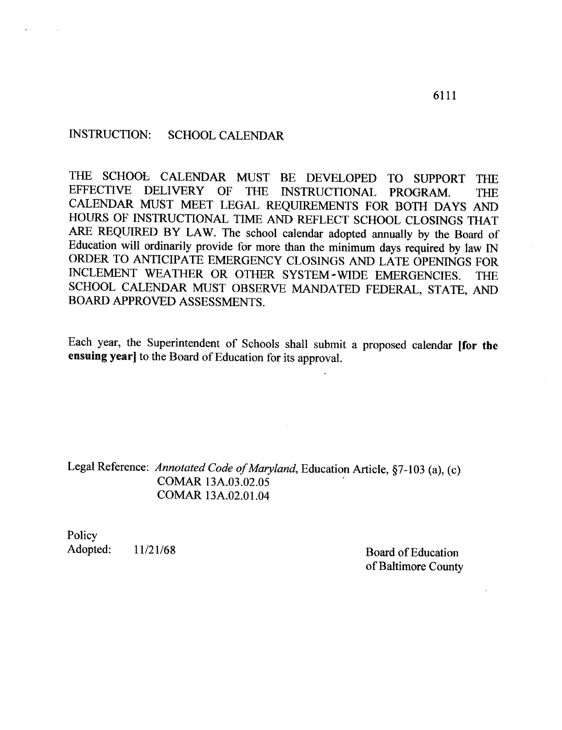# INSTRUCTION: SCHOOL CALENDAR

THE SCHOOL CALENDAR MUST BE DEVELOPED TO SUPPORT THE EFFECTIVE DELIVERY OF THE INSTRUCTIONAL PROGRAM. THE CALENDAR MUST MEET LEGAL REQUIREMENTS FOR BOTH DAYS AND HOURS OF INSTRUCTIONAL TIME AND REFLECT SCHOOL CLOSINGS THAT ARE REQUIRED BY LAW. The school calendar adopted annually by the Board of Education will ordinarily provide for more than the minimum days required by law IN ORDER TO ANTICIPATE EMERGENCY CLOSINGS AND LATE OPENINGS FOR INCLEMENT WEATHER OR OTHER SYSTEM-WIDE EMERGENCIES. THE SCHOOL CALENDAR MUST OBSERVE MANDATED FEDERAL, STATE, AND BOARD APPROVED ASSESSMENTS.

Each year, the Superintendent of Schools shall submit a proposed calendar **[for the ensuing year]** to the Board of Education for its approval.

Legal Reference: *Annotated Code of Maryland*, Education Article, §7-103 (a), (c)
COMAR 13A.03.02.05
COMAR 13A.02.01.04

Policy
Adopted: 11/21/68

Board of Education
of Baltimore County